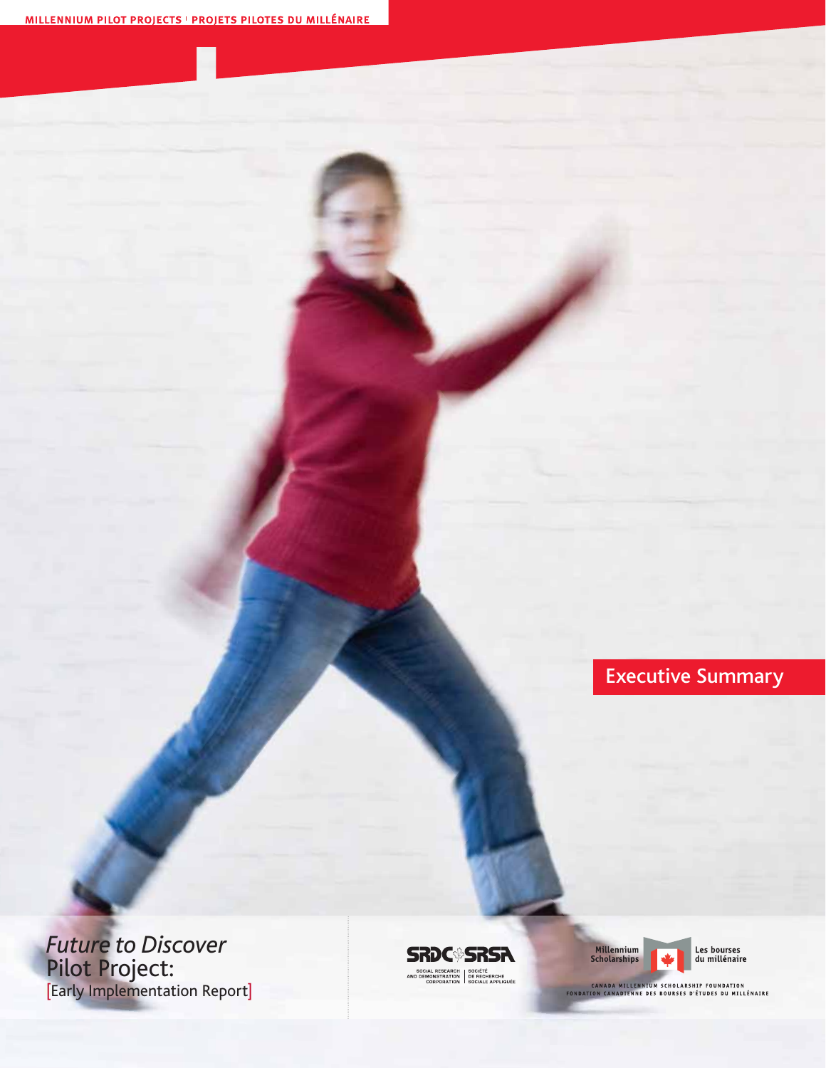MILLENNIUM PILOT PROJECTS | PROJETS PILOTES DU MILLÉNAIRE

# Executive Summary

*Future to Discover*
Pilot Project:
[Early Implementation Report]

SRDC SRSA
SOCIAL RESEARCH AND DEMONSTRATION CORPORATION | SOCIÉTÉ DE RECHERCHE SOCIALE APPLIQUÉE

Millennium Scholarships | Les bourses du millénaire
CANADA MILLENNIUM SCHOLARSHIP FOUNDATION
FONDATION CANADIENNE DES BOURSES D'ÉTUDES DU MILLÉNAIRE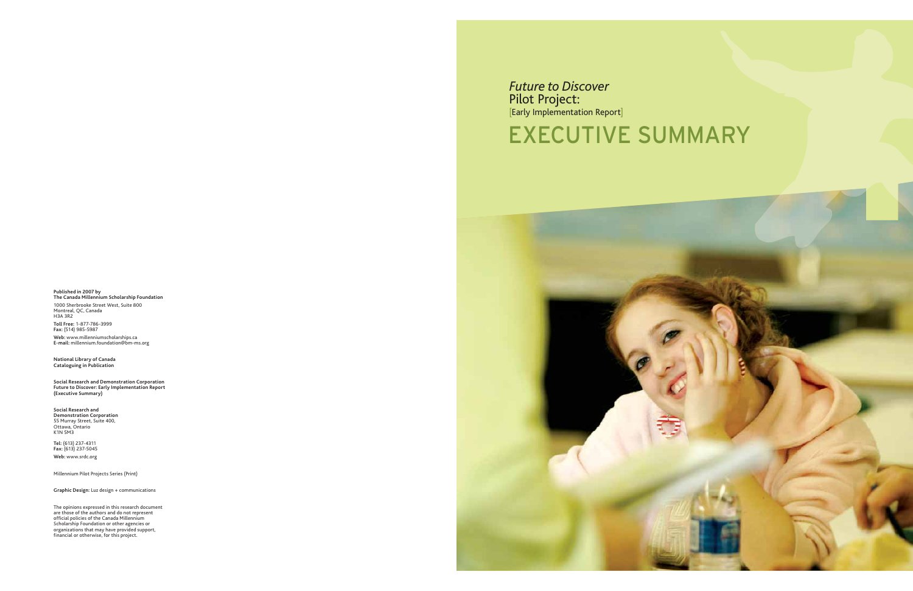*Future to Discover*
Pilot Project:
[Early Implementation Report]

# EXECUTIVE SUMMARY

**Published in 2007 by**
**The Canada Millennium Scholarship Foundation**

1000 Sherbrooke Street West, Suite 800
Montreal, QC, Canada
H3A 3R2

**Toll Free:** 1-877-786-3999
**Fax:** (514) 985-5987

**Web:** www.millenniumscholarships.ca
**E-mail:** millennium.foundation@bm-ms.org

**National Library of Canada**
**Cataloguing in Publication**

**Social Research and Demonstration Corporation**
**Future to Discover: Early Implementation Report**
**(Executive Summary)**

**Social Research and**
**Demonstration Corporation**
55 Murray Street, Suite 400,
Ottawa, Ontario
K1N 5M3

**Tel:** (613) 237-4311
**Fax:** (613) 237-5045
**Web:** www.srdc.org

Millennium Pilot Projects Series (Print)

**Graphic Design:** Luz design + communications

The opinions expressed in this research document are those of the authors and do not represent official policies of the Canada Millennium Scholarship Foundation or other agencies or organizations that may have provided support, financial or otherwise, for this project.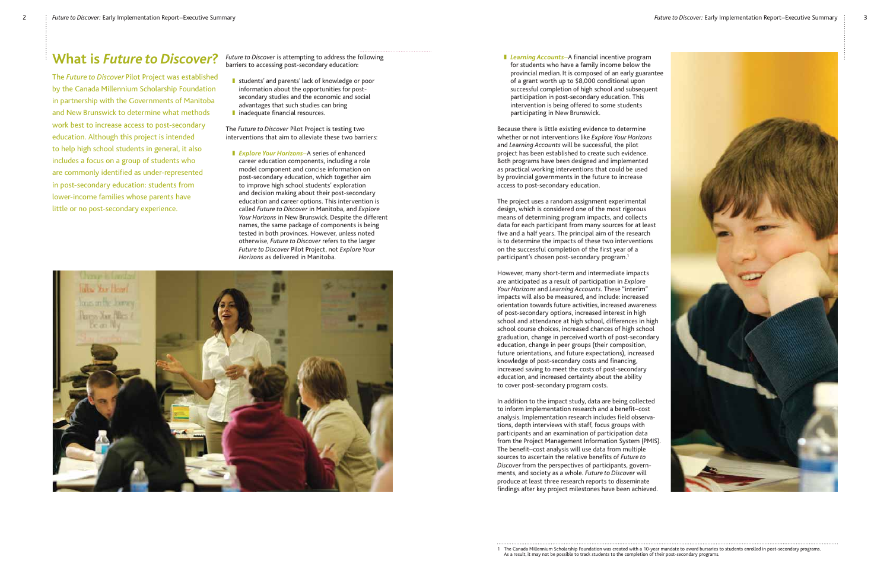# What is *Future to Discover*?

The *Future to Discover* Pilot Project was established by the Canada Millennium Scholarship Foundation in partnership with the Governments of Manitoba and New Brunswick to determine what methods work best to increase access to post-secondary education. Although this project is intended to help high school students in general, it also includes a focus on a group of students who are commonly identified as under-represented in post-secondary education: students from lower-income families whose parents have little or no post-secondary experience.

*Future to Discover* is attempting to address the following barriers to accessing post-secondary education:

- students' and parents' lack of knowledge or poor information about the opportunities for post-secondary studies and the economic and social advantages that such studies can bring
- inadequate financial resources.

The *Future to Discover* Pilot Project is testing two interventions that aim to alleviate these two barriers:

- *Explore Your Horizons*—A series of enhanced career education components, including a role model component and concise information on post-secondary education, which together aim to improve high school students' exploration and decision making about their post-secondary education and career options. This intervention is called *Future to Discover* in Manitoba, and *Explore Your Horizons* in New Brunswick. Despite the different names, the same package of components is being tested in both provinces. However, unless noted otherwise, *Future to Discover* refers to the larger *Future to Discover* Pilot Project, not *Explore Your Horizons* as delivered in Manitoba.
- *Learning Accounts*—A financial incentive program for students who have a family income below the provincial median. It is composed of an early guarantee of a grant worth up to $8,000 conditional upon successful completion of high school and subsequent participation in post-secondary education. This intervention is being offered to some students participating in New Brunswick.

Because there is little existing evidence to determine whether or not interventions like *Explore Your Horizons* and *Learning Accounts* will be successful, the pilot project has been established to create such evidence. Both programs have been designed and implemented as practical working interventions that could be used by provincial governments in the future to increase access to post-secondary education.

The project uses a random assignment experimental design, which is considered one of the most rigorous means of determining program impacts, and collects data for each participant from many sources for at least five and a half years. The principal aim of the research is to determine the impacts of these two interventions on the successful completion of the first year of a participant's chosen post-secondary program.[1]

However, many short-term and intermediate impacts are anticipated as a result of participation in *Explore Your Horizons* and *Learning Accounts*. These "interim" impacts will also be measured, and include: increased orientation towards future activities, increased awareness of post-secondary options, increased interest in high school and attendance at high school, differences in high school course choices, increased chances of high school graduation, change in perceived worth of post-secondary education, change in peer groups (their composition, future orientations, and future expectations), increased knowledge of post-secondary costs and financing, increased saving to meet the costs of post-secondary education, and increased certainty about the ability to cover post-secondary program costs.

In addition to the impact study, data are being collected to inform implementation research and a benefit–cost analysis. Implementation research includes field observations, depth interviews with staff, focus groups with participants and an examination of participation data from the Project Management Information System (PMIS). The benefit–cost analysis will use data from multiple sources to ascertain the relative benefits of *Future to Discover* from the perspectives of participants, governments, and society as a whole. *Future to Discover* will produce at least three research reports to disseminate findings after key project milestones have been achieved.

[1] The Canada Millennium Scholarship Foundation was created with a 10-year mandate to award bursaries to students enrolled in post-secondary programs. As a result, it may not be possible to track students to the completion of their post-secondary programs.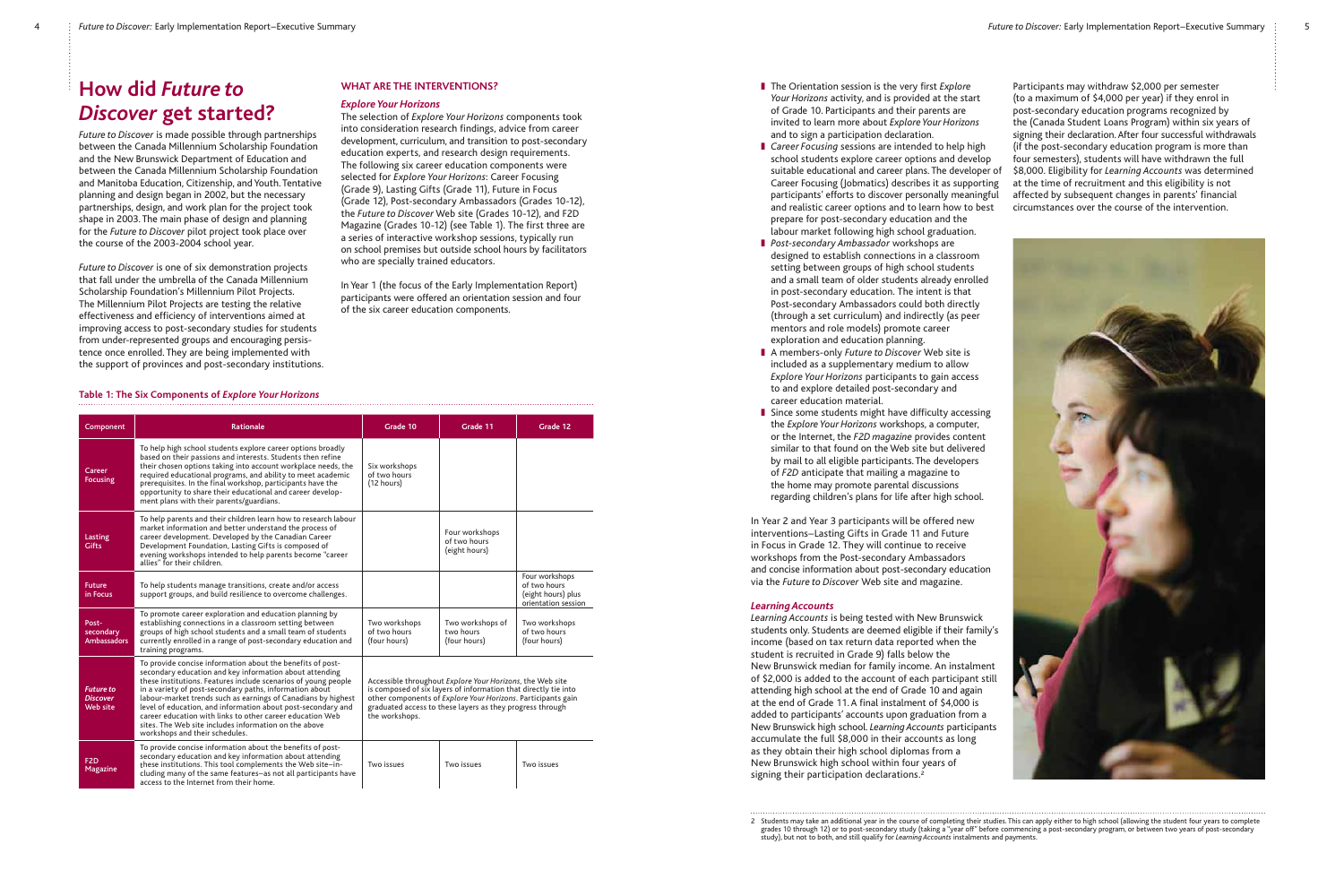# How did *Future to Discover* get started?

*Future to Discover* is made possible through partnerships between the Canada Millennium Scholarship Foundation and the New Brunswick Department of Education and between the Canada Millennium Scholarship Foundation and Manitoba Education, Citizenship, and Youth. Tentative planning and design began in 2002, but the necessary partnerships, design, and work plan for the project took shape in 2003. The main phase of design and planning for the *Future to Discover* pilot project took place over the course of the 2003-2004 school year.

*Future to Discover* is one of six demonstration projects that fall under the umbrella of the Canada Millennium Scholarship Foundation's Millennium Pilot Projects. The Millennium Pilot Projects are testing the relative effectiveness and efficiency of interventions aimed at improving access to post-secondary studies for students from under-represented groups and encouraging persistence once enrolled. They are being implemented with the support of provinces and post-secondary institutions.

## WHAT ARE THE INTERVENTIONS?

### *Explore Your Horizons*

The selection of *Explore Your Horizons* components took into consideration research findings, advice from career development, curriculum, and transition to post-secondary education experts, and research design requirements. The following six career education components were selected for *Explore Your Horizons*: Career Focusing (Grade 9), Lasting Gifts (Grade 11), Future in Focus (Grade 12), Post-secondary Ambassadors (Grades 10-12), the *Future to Discover* Web site (Grades 10-12), and F2D Magazine (Grades 10-12) (see Table 1). The first three are a series of interactive workshop sessions, typically run on school premises but outside school hours by facilitators who are specially trained educators.

In Year 1 (the focus of the Early Implementation Report) participants were offered an orientation session and four of the six career education components.

**Table 1: The Six Components of *Explore Your Horizons***

| Component | Rationale | Grade 10 | Grade 11 | Grade 12 |
|---|---|---|---|---|
| Career Focusing | To help high school students explore career options broadly based on their passions and interests. Students then refine their chosen options taking into account workplace needs, the required educational programs, and ability to meet academic prerequisites. In the final workshop, participants have the opportunity to share their educational and career development plans with their parents/guardians. | Six workshops of two hours (12 hours) | | |
| Lasting Gifts | To help parents and their children learn how to research labour market information and better understand the process of career development. Developed by the Canadian Career Development Foundation, Lasting Gifts is composed of evening workshops intended to help parents become "career allies" for their children. | | Four workshops of two hours (eight hours) | |
| Future in Focus | To help students manage transitions, create and/or access support groups, and build resilience to overcome challenges. | | | Four workshops of two hours (eight hours) plus orientation session |
| Post-secondary Ambassadors | To promote career exploration and education planning by establishing connections in a classroom setting between groups of high school students and a small team of students currently enrolled in a range of post-secondary education and training programs. | Two workshops of two hours (four hours) | Two workshops of two hours (four hours) | Two workshops of two hours (four hours) |
| *Future to Discover* Web site | To provide concise information about the benefits of post-secondary education and key information about attending these institutions. Features include scenarios of young people in a variety of post-secondary paths, information about labour-market trends such as earnings of Canadians by highest level of education, and information about post-secondary and career education with links to other career education Web sites. The Web site includes information on the above workshops and their schedules. | Accessible throughout *Explore Your Horizons*, the Web site is composed of six layers of information that directly tie into other components of *Explore Your Horizons*. Participants gain graduated access to these layers as they progress through the workshops. | | |
| F2D Magazine | To provide concise information about the benefits of post-secondary education and key information about attending these institutions. This tool complements the Web site—including many of the same features—as not all participants have access to the Internet from their home. | Two issues | Two issues | Two issues |

- The Orientation session is the very first *Explore Your Horizons* activity, and is provided at the start of Grade 10. Participants and their parents are invited to learn more about *Explore Your Horizons* and to sign a participation declaration.
- *Career Focusing* sessions are intended to help high school students explore career options and develop suitable educational and career plans. The developer of Career Focusing (Jobmatics) describes it as supporting participants' efforts to discover personally meaningful and realistic career options and to learn how to best prepare for post-secondary education and the labour market following high school graduation.
- *Post-secondary Ambassador* workshops are designed to establish connections in a classroom setting between groups of high school students and a small team of older students already enrolled in post-secondary education. The intent is that Post-secondary Ambassadors could both directly (through a set curriculum) and indirectly (as peer mentors and role models) promote career exploration and education planning.
- A members-only *Future to Discover* Web site is included as a supplementary medium to allow *Explore Your Horizons* participants to gain access to and explore detailed post-secondary and career education material.
- Since some students might have difficulty accessing the *Explore Your Horizons* workshops, a computer, or the Internet, the *F2D magazine* provides content similar to that found on the Web site but delivered by mail to all eligible participants. The developers of *F2D* anticipate that mailing a magazine to the home may promote parental discussions regarding children's plans for life after high school.

In Year 2 and Year 3 participants will be offered new interventions—Lasting Gifts in Grade 11 and Future in Focus in Grade 12. They will continue to receive workshops from the Post-secondary Ambassadors and concise information about post-secondary education via the *Future to Discover* Web site and magazine.

### *Learning Accounts*

*Learning Accounts* is being tested with New Brunswick students only. Students are deemed eligible if their family's income (based on tax return data reported when the student is recruited in Grade 9) falls below the New Brunswick median for family income. An instalment of $2,000 is added to the account of each participant still attending high school at the end of Grade 10 and again at the end of Grade 11. A final instalment of $4,000 is added to participants' accounts upon graduation from a New Brunswick high school. *Learning Accounts* participants accumulate the full $8,000 in their accounts as long as they obtain their high school diplomas from a New Brunswick high school within four years of signing their participation declarations.[2]

Participants may withdraw $2,000 per semester (to a maximum of $4,000 per year) if they enrol in post-secondary education programs recognized by the (Canada Student Loans Program) within six years of signing their declaration. After four successful withdrawals (if the post-secondary education program is more than four semesters), students will have withdrawn the full $8,000. Eligibility for *Learning Accounts* was determined at the time of recruitment and this eligibility is not affected by subsequent changes in parents' financial circumstances over the course of the intervention.

2 Students may take an additional year in the course of completing their studies. This can apply either to high school (allowing the student four years to complete grades 10 through 12) or to post-secondary study (taking a "year off" before commencing a post-secondary program, or between two years of post-secondary study), but not to both, and still qualify for *Learning Accounts* instalments and payments.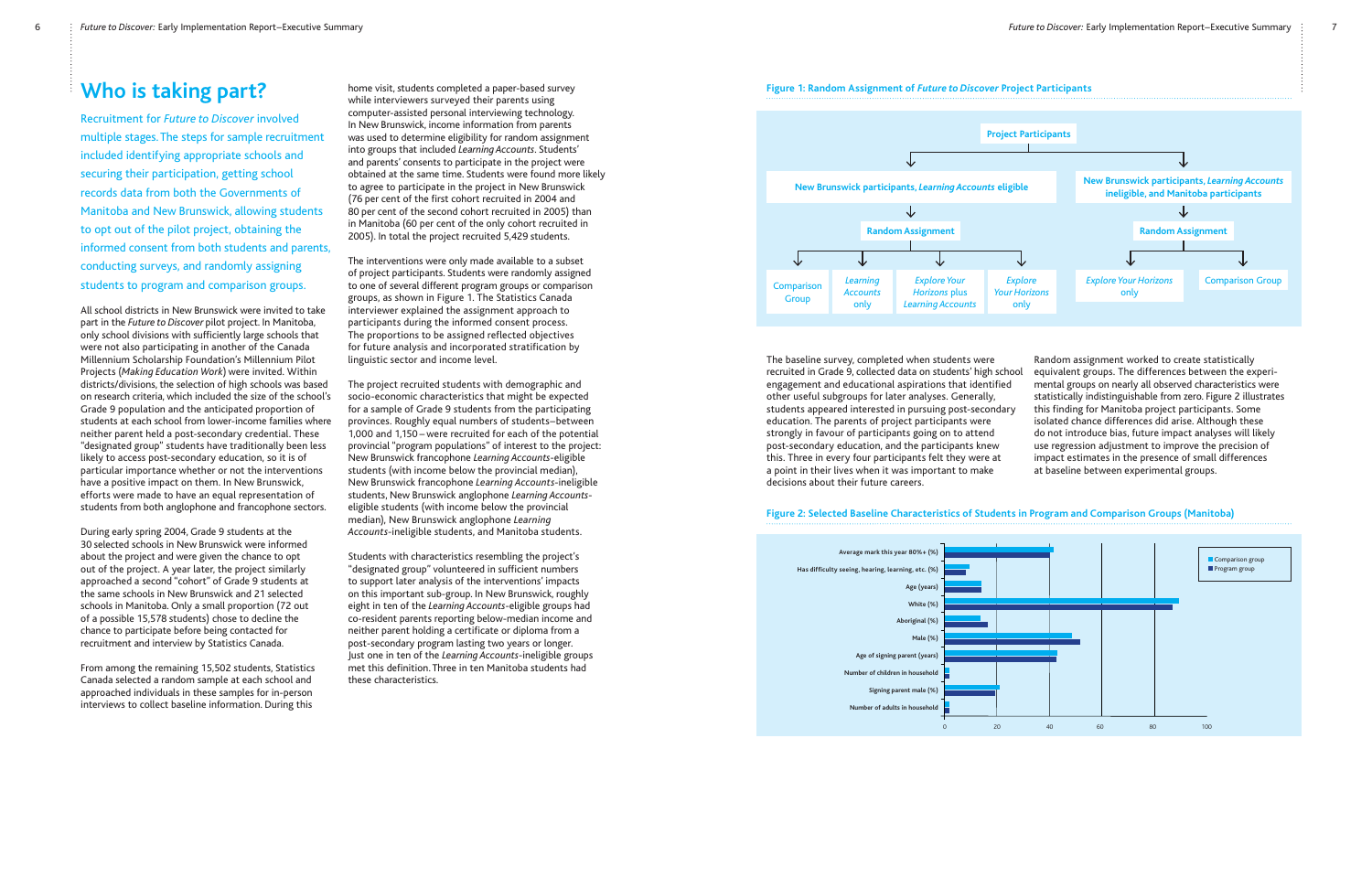# Who is taking part?

Recruitment for *Future to Discover* involved multiple stages. The steps for sample recruitment included identifying appropriate schools and securing their participation, getting school records data from both the Governments of Manitoba and New Brunswick, allowing students to opt out of the pilot project, obtaining the informed consent from both students and parents, conducting surveys, and randomly assigning students to program and comparison groups.

All school districts in New Brunswick were invited to take part in the *Future to Discover* pilot project. In Manitoba, only school divisions with sufficiently large schools that were not also participating in another of the Canada Millennium Scholarship Foundation's Millennium Pilot Projects (*Making Education Work*) were invited. Within districts/divisions, the selection of high schools was based on research criteria, which included the size of the school's Grade 9 population and the anticipated proportion of students at each school from lower-income families where neither parent held a post-secondary credential. These "designated group" students have traditionally been less likely to access post-secondary education, so it is of particular importance whether or not the interventions have a positive impact on them. In New Brunswick, efforts were made to have an equal representation of students from both anglophone and francophone sectors.

During early spring 2004, Grade 9 students at the 30 selected schools in New Brunswick were informed about the project and were given the chance to opt out of the project. A year later, the project similarly approached a second "cohort" of Grade 9 students at the same schools in New Brunswick and 21 selected schools in Manitoba. Only a small proportion (72 out of a possible 15,578 students) chose to decline the chance to participate before being contacted for recruitment and interview by Statistics Canada.

From among the remaining 15,502 students, Statistics Canada selected a random sample at each school and approached individuals in these samples for in-person interviews to collect baseline information. During this home visit, students completed a paper-based survey while interviewers surveyed their parents using computer-assisted personal interviewing technology. In New Brunswick, income information from parents was used to determine eligibility for random assignment into groups that included *Learning Accounts*. Students' and parents' consents to participate in the project were obtained at the same time. Students were found more likely to agree to participate in the project in New Brunswick (76 per cent of the first cohort recruited in 2004 and 80 per cent of the second cohort recruited in 2005) than in Manitoba (60 per cent of the only cohort recruited in 2005). In total the project recruited 5,429 students.

The interventions were only made available to a subset of project participants. Students were randomly assigned to one of several different program groups or comparison groups, as shown in Figure 1. The Statistics Canada interviewer explained the assignment approach to participants during the informed consent process. The proportions to be assigned reflected objectives for future analysis and incorporated stratification by linguistic sector and income level.

The project recruited students with demographic and socio-economic characteristics that might be expected for a sample of Grade 9 students from the participating provinces. Roughly equal numbers of students—between 1,000 and 1,150—were recruited for each of the potential provincial "program populations" of interest to the project: New Brunswick francophone *Learning Accounts*-eligible students (with income below the provincial median), New Brunswick francophone *Learning Accounts*-ineligible students, New Brunswick anglophone *Learning Accounts*-eligible students (with income below the provincial median), New Brunswick anglophone *Learning Accounts*-ineligible students, and Manitoba students.

Students with characteristics resembling the project's "designated group" volunteered in sufficient numbers to support later analysis of the interventions' impacts on this important sub-group. In New Brunswick, roughly eight in ten of the *Learning Accounts*-eligible groups had co-resident parents reporting below-median income and neither parent holding a certificate or diploma from a post-secondary program lasting two years or longer. Just one in ten of the *Learning Accounts*-ineligible groups met this definition. Three in ten Manitoba students had these characteristics.

**Figure 1: Random Assignment of *Future to Discover* Project Participants**

- Project Participants
  - New Brunswick participants, *Learning Accounts* eligible
    - Random Assignment
      - Comparison Group
      - *Learning Accounts* only
      - *Explore Your Horizons* plus *Learning Accounts*
      - *Explore Your Horizons* only
  - New Brunswick participants, *Learning Accounts* ineligible, and Manitoba participants
    - Random Assignment
      - *Explore Your Horizons* only
      - Comparison Group

The baseline survey, completed when students were recruited in Grade 9, collected data on students' high school engagement and educational aspirations that identified other useful subgroups for later analyses. Generally, students appeared interested in pursuing post-secondary education. The parents of project participants were strongly in favour of participants going on to attend post-secondary education, and the participants knew this. Three in every four participants felt they were at a point in their lives when it was important to make decisions about their future careers.

Random assignment worked to create statistically equivalent groups. The differences between the experimental groups on nearly all observed characteristics were statistically indistinguishable from zero. Figure 2 illustrates this finding for Manitoba project participants. Some isolated chance differences did arise. Although these do not introduce bias, future impact analyses will likely use regression adjustment to improve the precision of impact estimates in the presence of small differences at baseline between experimental groups.

**Figure 2: Selected Baseline Characteristics of Students in Program and Comparison Groups (Manitoba)**

| Characteristic | Comparison group | Program group |
|---|---|---|
| Average mark this year 80%+ (%) | ~42 | ~40 |
| Has difficulty seeing, hearing, learning, etc. (%) | ~10 | ~8 |
| Age (years) | ~14 | ~14 |
| White (%) | ~89 | ~87 |
| Aboriginal (%) | ~14 | ~16 |
| Male (%) | ~48 | ~52 |
| Age of signing parent (years) | ~43 | ~43 |
| Number of children in household | ~2 | ~2 |
| Signing parent male (%) | ~21 | ~19 |
| Number of adults in household | ~2 | ~2 |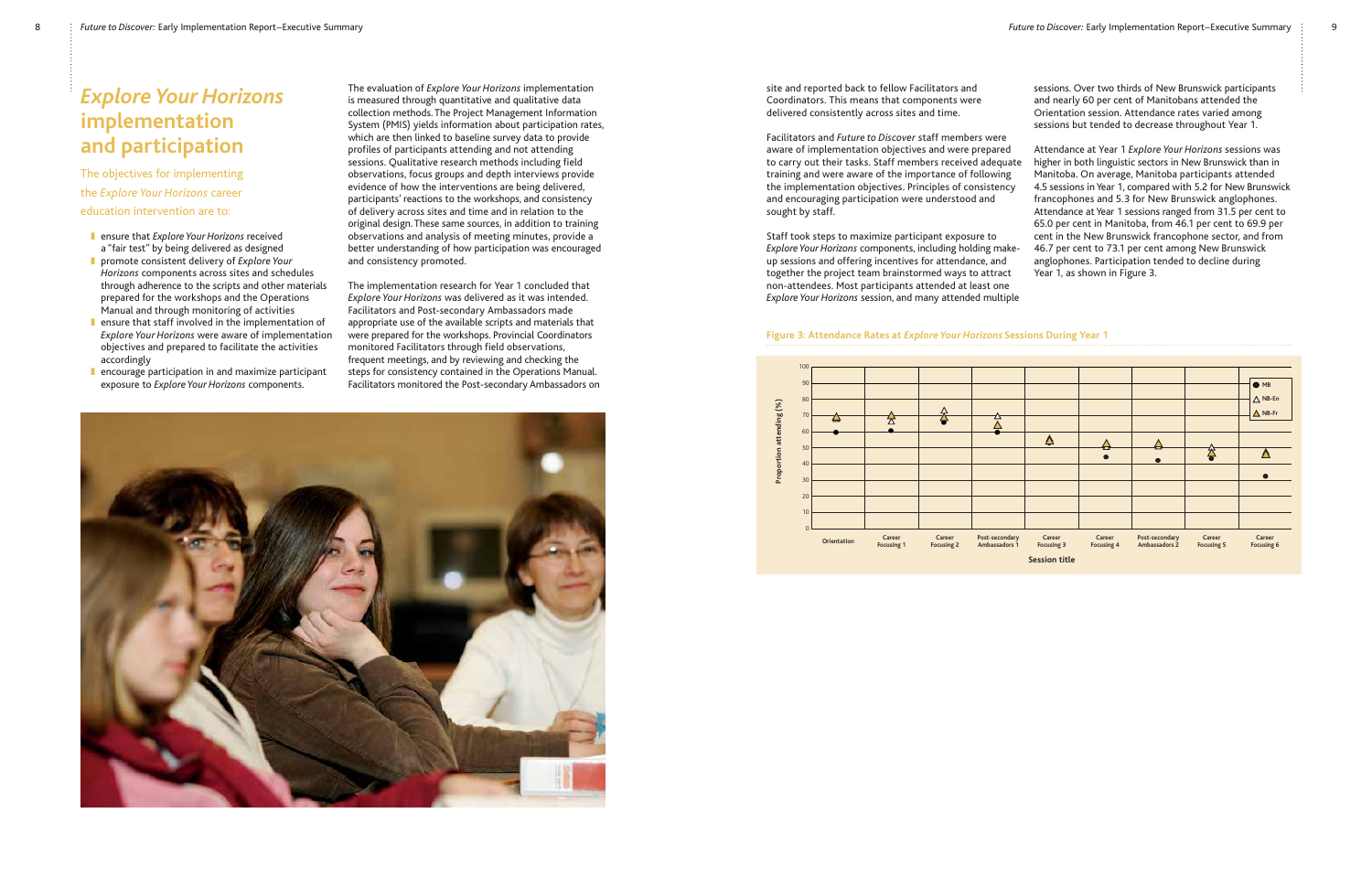# *Explore Your Horizons* implementation and participation

The objectives for implementing the *Explore Your Horizons* career education intervention are to:

- ensure that *Explore Your Horizons* received a "fair test" by being delivered as designed
- promote consistent delivery of *Explore Your Horizons* components across sites and schedules through adherence to the scripts and other materials prepared for the workshops and the Operations Manual and through monitoring of activities
- ensure that staff involved in the implementation of *Explore Your Horizons* were aware of implementation objectives and prepared to facilitate the activities accordingly
- encourage participation in and maximize participant exposure to *Explore Your Horizons* components.

The evaluation of *Explore Your Horizons* implementation is measured through quantitative and qualitative data collection methods. The Project Management Information System (PMIS) yields information about participation rates, which are then linked to baseline survey data to provide profiles of participants attending and not attending sessions. Qualitative research methods including field observations, focus groups and depth interviews provide evidence of how the interventions are being delivered, participants' reactions to the workshops, and consistency of delivery across sites and time and in relation to the original design. These same sources, in addition to training observations and analysis of meeting minutes, provide a better understanding of how participation was encouraged and consistency promoted.

The implementation research for Year 1 concluded that *Explore Your Horizons* was delivered as it was intended. Facilitators and Post-secondary Ambassadors made appropriate use of the available scripts and materials that were prepared for the workshops. Provincial Coordinators monitored Facilitators through field observations, frequent meetings, and by reviewing and checking the steps for consistency contained in the Operations Manual. Facilitators monitored the Post-secondary Ambassadors on site and reported back to fellow Facilitators and Coordinators. This means that components were delivered consistently across sites and time.

Facilitators and *Future to Discover* staff members were aware of implementation objectives and were prepared to carry out their tasks. Staff members received adequate training and were aware of the importance of following the implementation objectives. Principles of consistency and encouraging participation were understood and sought by staff.

Staff took steps to maximize participant exposure to *Explore Your Horizons* components, including holding make-up sessions and offering incentives for attendance, and together the project team brainstormed ways to attract non-attendees. Most participants attended at least one *Explore Your Horizons* session, and many attended multiple sessions. Over two thirds of New Brunswick participants and nearly 60 per cent of Manitobans attended the Orientation session. Attendance rates varied among sessions but tended to decrease throughout Year 1.

Attendance at Year 1 *Explore Your Horizons* sessions was higher in both linguistic sectors in New Brunswick than in Manitoba. On average, Manitoba participants attended 4.5 sessions in Year 1, compared with 5.2 for New Brunswick francophones and 5.3 for New Brunswick anglophones. Attendance at Year 1 sessions ranged from 31.5 per cent to 65.0 per cent in Manitoba, from 46.1 per cent to 69.9 per cent in the New Brunswick francophone sector, and from 46.7 per cent to 73.1 per cent among New Brunswick anglophones. Participation tended to decline during Year 1, as shown in Figure 3.

**Figure 3: Attendance Rates at *Explore Your Horizons* Sessions During Year 1**

Proportion attending (%) by Session title (Orientation, Career Focusing 1, Career Focusing 2, Post-secondary Ambassadors 1, Career Focusing 3, Career Focusing 4, Post-secondary Ambassadors 2, Career Focusing 5, Career Focusing 6); series: MB, NB-En, NB-Fr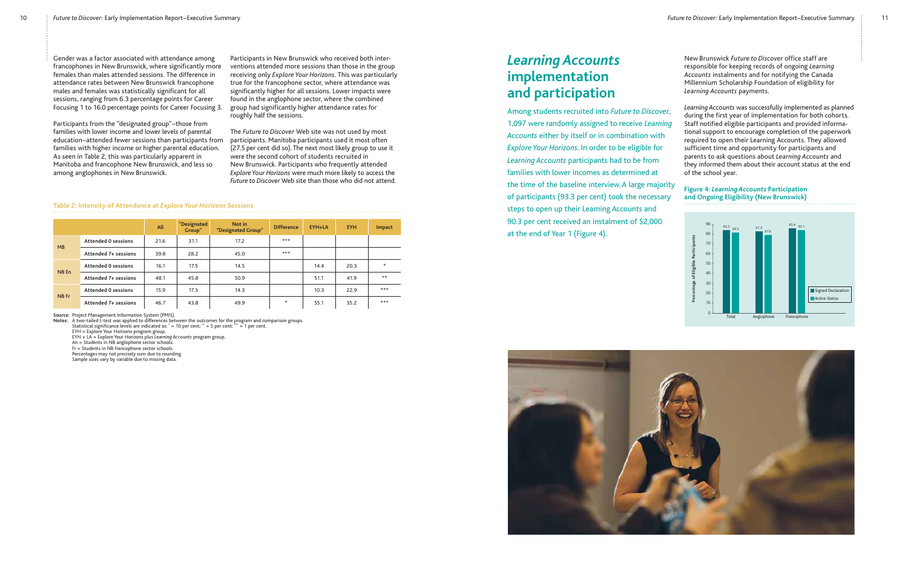Gender was a factor associated with attendance among francophones in New Brunswick, where significantly more females than males attended sessions. The difference in attendance rates between New Brunswick francophone males and females was statistically significant for all sessions, ranging from 6.3 percentage points for Career Focusing 1 to 16.0 percentage points for Career Focusing 3.

Participants from the "designated group"—those from families with lower income and lower levels of parental education—attended fewer sessions than participants from families with higher income or higher parental education. As seen in Table 2, this was particularly apparent in Manitoba and francophone New Brunswick, and less so among anglophones in New Brunswick.

Participants in New Brunswick who received both interventions attended more sessions than those in the group receiving only *Explore Your Horizons*. This was particularly true for the francophone sector, where attendance was significantly higher for all sessions. Lower impacts were found in the anglophone sector, where the combined group had significantly higher attendance rates for roughly half the sessions.

The *Future to Discover* Web site was not used by most participants. Manitoba participants used it most often (27.5 per cent did so). The next most likely group to use it were the second cohort of students recruited in New Brunswick. Participants who frequently attended *Explore Your Horizons* were much more likely to access the *Future to Discover* Web site than those who did not attend.

**Table 2: Intensity of Attendance at *Explore Your Horizons* Sessions**

| | | All | "Designated Group" | Not in "Designated Group" | Difference | EYH+LA | EYH | Impact |
|---|---|---|---|---|---|---|---|---|
| MB | Attended 0 sessions | 21.6 | 31.1 | 17.2 | *** | | | |
| | Attended 7+ sessions | 39.8 | 28.2 | 45.0 | *** | | | |
| NB En | Attended 0 sessions | 16.1 | 17.5 | 14.5 | | 14.4 | 20.3 | * |
| | Attended 7+ sessions | 48.1 | 45.8 | 50.9 | | 51.1 | 41.9 | ** |
| NB Fr | Attended 0 sessions | 15.9 | 17.3 | 14.3 | | 10.3 | 22.9 | *** |
| | Attended 7+ sessions | 46.7 | 43.8 | 49.9 | * | 55.1 | 35.2 | *** |

**Source:** Project Management Information System (PMIS).
**Notes:** A two-tailed t-test was applied to differences between the outcomes for the program and comparison groups.
Statistical significance levels are indicated as: * = 10 per cent; ** = 5 per cent; *** = 1 per cent.
EYH = Explore Your Horizons program group.
EYH + LA = Explore Your Horizons plus *Learning Accounts* program group.
An = Students in NB anglophone sector schools.
Fr = Students in NB francophone sector schools.
Percentages may not precisely sum due to rounding.
Sample sizes vary by variable due to missing data.

# *Learning Accounts* implementation and participation

Among students recruited into *Future to Discover*, 1,097 were randomly assigned to receive *Learning Accounts* either by itself or in combination with *Explore Your Horizons*. In order to be eligible for *Learning Accounts* participants had to be from families with lower incomes as determined at the time of the baseline interview. A large majority of participants (93.3 per cent) took the necessary steps to open up their Learning Accounts and 90.3 per cent received an instalment of $2,000 at the end of Year 1 (Figure 4).

New Brunswick *Future to Discover* office staff are responsible for keeping records of ongoing *Learning Accounts* instalments and for notifying the Canada Millennium Scholarship Foundation of eligibility for *Learning Accounts* payments.

*Learning Accounts* was successfully implemented as planned during the first year of implementation for both cohorts. Staff notified eligible participants and provided informational support to encourage completion of the paperwork required to open their Learning Accounts. They allowed sufficient time and opportunity for participants and parents to ask questions about *Learning Accounts* and they informed them about their account status at the end of the school year.

**Figure 4: *Learning Accounts* Participation and Ongoing Eligibility (New Brunswick)**

| | Signed Declaration | Active Status |
|---|---|---|
| Total | 93.3 | 90.3 |
| Anglophone | 91.3 | 87.6 |
| Francophone | 95.4 | 93.1 |

Y-axis: Percentage of Eligible Participants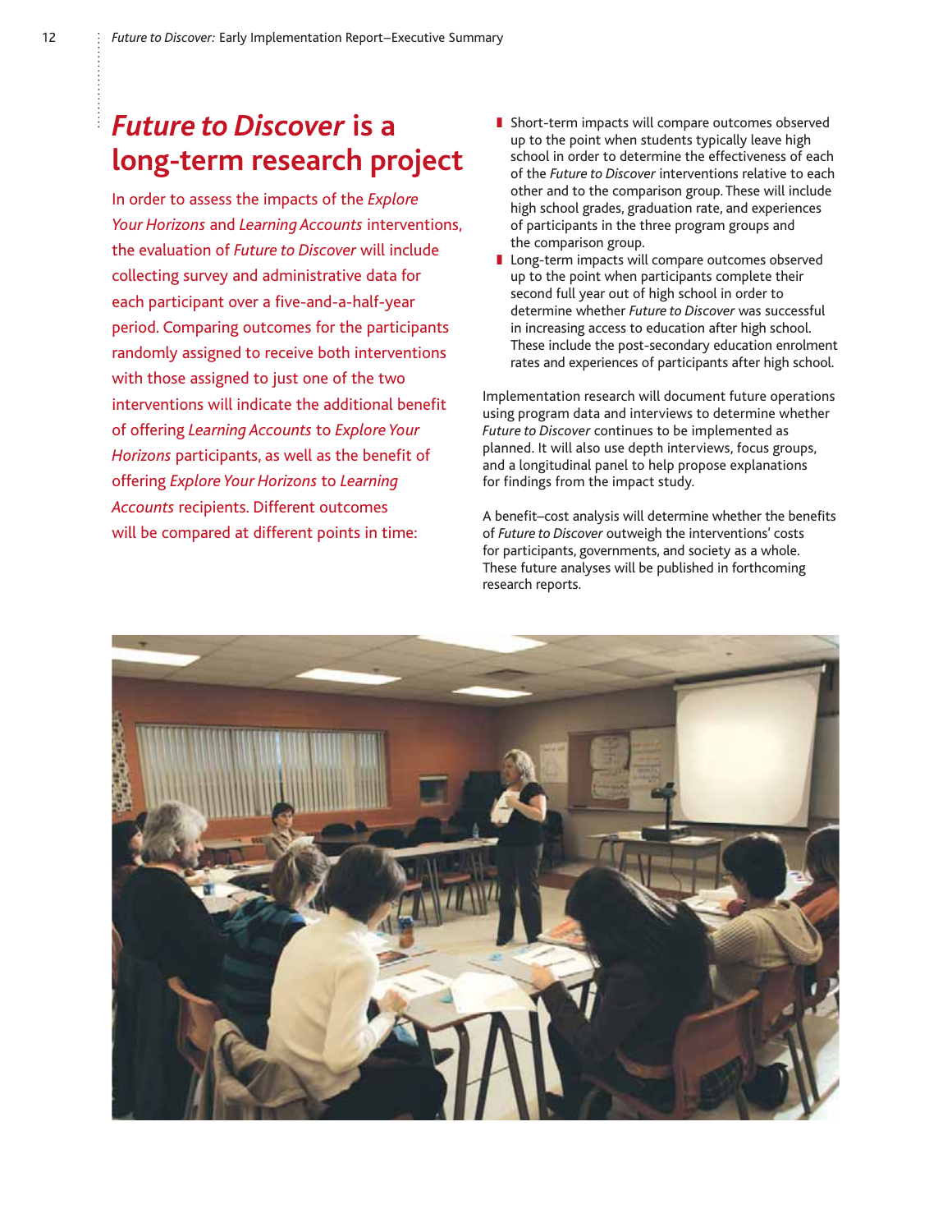# *Future to Discover* is a long-term research project

In order to assess the impacts of the *Explore Your Horizons* and *Learning Accounts* interventions, the evaluation of *Future to Discover* will include collecting survey and administrative data for each participant over a five-and-a-half-year period. Comparing outcomes for the participants randomly assigned to receive both interventions with those assigned to just one of the two interventions will indicate the additional benefit of offering *Learning Accounts* to *Explore Your Horizons* participants, as well as the benefit of offering *Explore Your Horizons* to *Learning Accounts* recipients. Different outcomes will be compared at different points in time:

- Short-term impacts will compare outcomes observed up to the point when students typically leave high school in order to determine the effectiveness of each of the *Future to Discover* interventions relative to each other and to the comparison group. These will include high school grades, graduation rate, and experiences of participants in the three program groups and the comparison group.
- Long-term impacts will compare outcomes observed up to the point when participants complete their second full year out of high school in order to determine whether *Future to Discover* was successful in increasing access to education after high school. These include the post-secondary education enrolment rates and experiences of participants after high school.

Implementation research will document future operations using program data and interviews to determine whether *Future to Discover* continues to be implemented as planned. It will also use depth interviews, focus groups, and a longitudinal panel to help propose explanations for findings from the impact study.

A benefit–cost analysis will determine whether the benefits of *Future to Discover* outweigh the interventions' costs for participants, governments, and society as a whole. These future analyses will be published in forthcoming research reports.